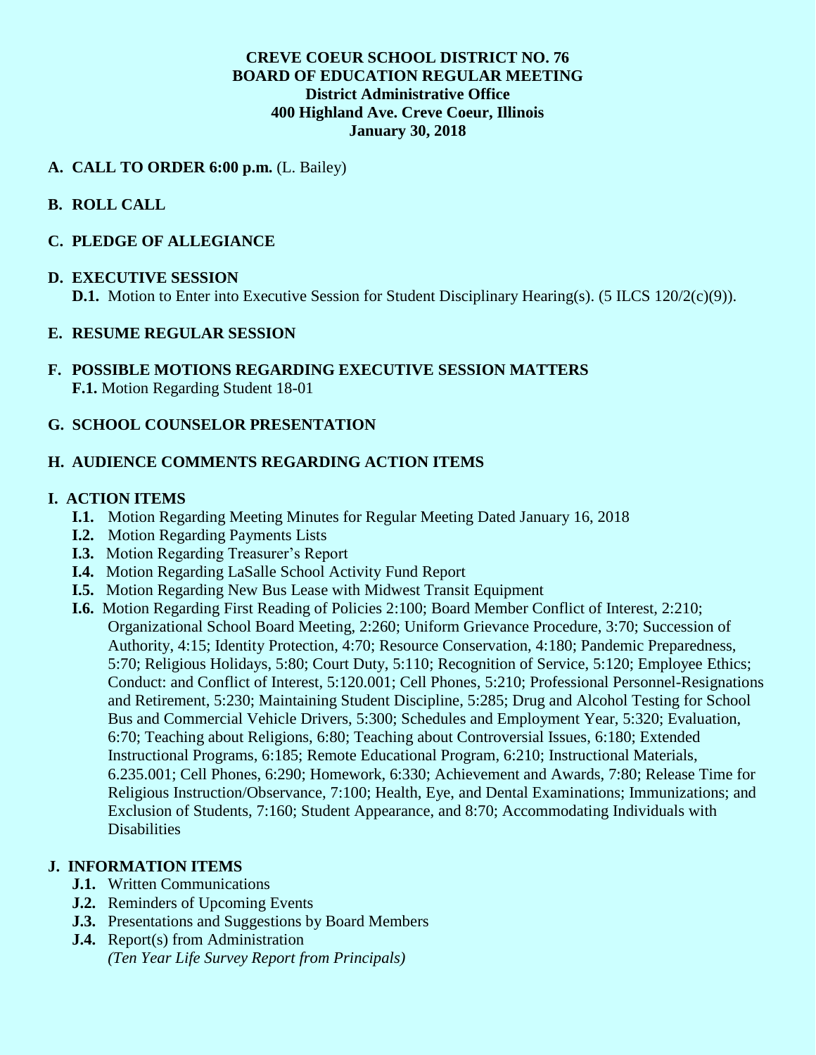**CREVE COEUR SCHOOL DISTRICT NO. 76**
**BOARD OF EDUCATION REGULAR MEETING**
**District Administrative Office**
**400 Highland Ave. Creve Coeur, Illinois**
**January 30, 2018**

**A. CALL TO ORDER 6:00 p.m.** (L. Bailey)

**B. ROLL CALL**

**C. PLEDGE OF ALLEGIANCE**

**D. EXECUTIVE SESSION**
**D.1.** Motion to Enter into Executive Session for Student Disciplinary Hearing(s). (5 ILCS 120/2(c)(9)).

**E. RESUME REGULAR SESSION**

**F. POSSIBLE MOTIONS REGARDING EXECUTIVE SESSION MATTERS**
**F.1.** Motion Regarding Student 18-01

**G. SCHOOL COUNSELOR PRESENTATION**

**H. AUDIENCE COMMENTS REGARDING ACTION ITEMS**

**I. ACTION ITEMS**

- **I.1.** Motion Regarding Meeting Minutes for Regular Meeting Dated January 16, 2018
- **I.2.** Motion Regarding Payments Lists
- **I.3.** Motion Regarding Treasurer's Report
- **I.4.** Motion Regarding LaSalle School Activity Fund Report
- **I.5.** Motion Regarding New Bus Lease with Midwest Transit Equipment
- **I.6.** Motion Regarding First Reading of Policies 2:100; Board Member Conflict of Interest, 2:210; Organizational School Board Meeting, 2:260; Uniform Grievance Procedure, 3:70; Succession of Authority, 4:15; Identity Protection, 4:70; Resource Conservation, 4:180; Pandemic Preparedness, 5:70; Religious Holidays, 5:80; Court Duty, 5:110; Recognition of Service, 5:120; Employee Ethics; Conduct: and Conflict of Interest, 5:120.001; Cell Phones, 5:210; Professional Personnel-Resignations and Retirement, 5:230; Maintaining Student Discipline, 5:285; Drug and Alcohol Testing for School Bus and Commercial Vehicle Drivers, 5:300; Schedules and Employment Year, 5:320; Evaluation, 6:70; Teaching about Religions, 6:80; Teaching about Controversial Issues, 6:180; Extended Instructional Programs, 6:185; Remote Educational Program, 6:210; Instructional Materials, 6.235.001; Cell Phones, 6:290; Homework, 6:330; Achievement and Awards, 7:80; Release Time for Religious Instruction/Observance, 7:100; Health, Eye, and Dental Examinations; Immunizations; and Exclusion of Students, 7:160; Student Appearance, and 8:70; Accommodating Individuals with Disabilities

**J. INFORMATION ITEMS**

- **J.1.** Written Communications
- **J.2.** Reminders of Upcoming Events
- **J.3.** Presentations and Suggestions by Board Members
- **J.4.** Report(s) from Administration
  *(Ten Year Life Survey Report from Principals)*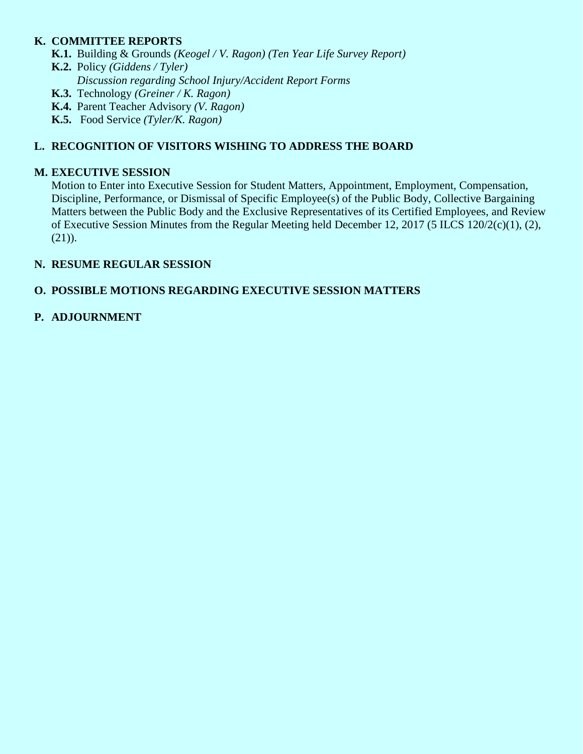**K. COMMITTEE REPORTS**

- **K.1.** Building & Grounds *(Keogel / V. Ragon) (Ten Year Life Survey Report)*
- **K.2.** Policy *(Giddens / Tyler)*
  *Discussion regarding School Injury/Accident Report Forms*
- **K.3.** Technology *(Greiner / K. Ragon)*
- **K.4.** Parent Teacher Advisory *(V. Ragon)*
- **K.5.** Food Service *(Tyler/K. Ragon)*

**L. RECOGNITION OF VISITORS WISHING TO ADDRESS THE BOARD**

**M. EXECUTIVE SESSION**

Motion to Enter into Executive Session for Student Matters, Appointment, Employment, Compensation, Discipline, Performance, or Dismissal of Specific Employee(s) of the Public Body, Collective Bargaining Matters between the Public Body and the Exclusive Representatives of its Certified Employees, and Review of Executive Session Minutes from the Regular Meeting held December 12, 2017 (5 ILCS 120/2(c)(1), (2), (21)).

**N. RESUME REGULAR SESSION**

**O. POSSIBLE MOTIONS REGARDING EXECUTIVE SESSION MATTERS**

**P. ADJOURNMENT**